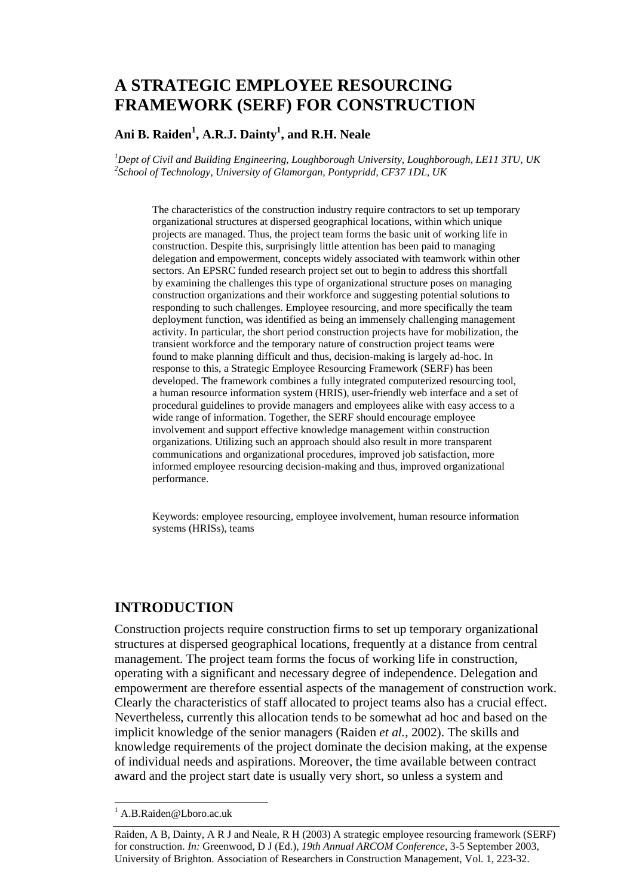# A STRATEGIC EMPLOYEE RESOURCING FRAMEWORK (SERF) FOR CONSTRUCTION

**Ani B. Raiden[1], A.R.J. Dainty[1], and R.H. Neale**

*[1]Dept of Civil and Building Engineering, Loughborough University, Loughborough, LE11 3TU, UK*
*[2]School of Technology, University of Glamorgan, Pontypridd, CF37 1DL, UK*

The characteristics of the construction industry require contractors to set up temporary organizational structures at dispersed geographical locations, within which unique projects are managed. Thus, the project team forms the basic unit of working life in construction. Despite this, surprisingly little attention has been paid to managing delegation and empowerment, concepts widely associated with teamwork within other sectors. An EPSRC funded research project set out to begin to address this shortfall by examining the challenges this type of organizational structure poses on managing construction organizations and their workforce and suggesting potential solutions to responding to such challenges. Employee resourcing, and more specifically the team deployment function, was identified as being an immensely challenging management activity. In particular, the short period construction projects have for mobilization, the transient workforce and the temporary nature of construction project teams were found to make planning difficult and thus, decision-making is largely ad-hoc. In response to this, a Strategic Employee Resourcing Framework (SERF) has been developed. The framework combines a fully integrated computerized resourcing tool, a human resource information system (HRIS), user-friendly web interface and a set of procedural guidelines to provide managers and employees alike with easy access to a wide range of information. Together, the SERF should encourage employee involvement and support effective knowledge management within construction organizations. Utilizing such an approach should also result in more transparent communications and organizational procedures, improved job satisfaction, more informed employee resourcing decision-making and thus, improved organizational performance.

Keywords: employee resourcing, employee involvement, human resource information systems (HRISs), teams

## INTRODUCTION

Construction projects require construction firms to set up temporary organizational structures at dispersed geographical locations, frequently at a distance from central management. The project team forms the focus of working life in construction, operating with a significant and necessary degree of independence. Delegation and empowerment are therefore essential aspects of the management of construction work. Clearly the characteristics of staff allocated to project teams also has a crucial effect. Nevertheless, currently this allocation tends to be somewhat ad hoc and based on the implicit knowledge of the senior managers (Raiden *et al.*, 2002). The skills and knowledge requirements of the project dominate the decision making, at the expense of individual needs and aspirations. Moreover, the time available between contract award and the project start date is usually very short, so unless a system and

---

[1] A.B.Raiden@Lboro.ac.uk

Raiden, A B, Dainty, A R J and Neale, R H (2003) A strategic employee resourcing framework (SERF) for construction. *In:* Greenwood, D J (Ed.), *19th Annual ARCOM Conference*, 3-5 September 2003, University of Brighton. Association of Researchers in Construction Management, Vol. 1, 223-32.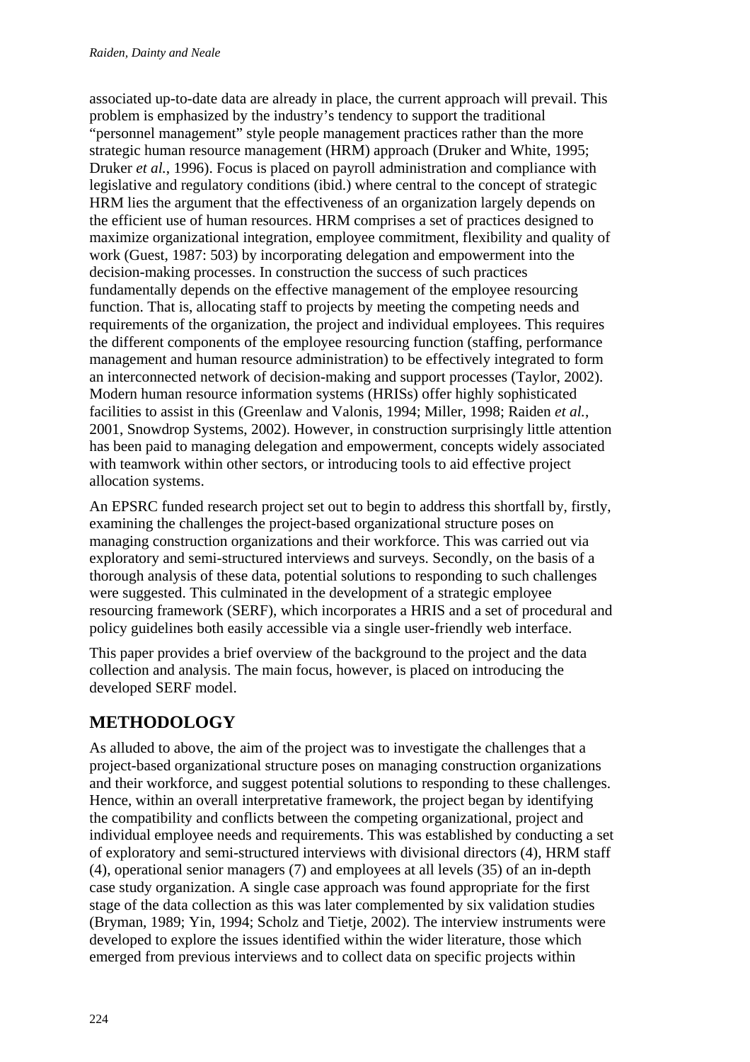associated up-to-date data are already in place, the current approach will prevail. This problem is emphasized by the industry's tendency to support the traditional "personnel management" style people management practices rather than the more strategic human resource management (HRM) approach (Druker and White, 1995; Druker *et al.*, 1996). Focus is placed on payroll administration and compliance with legislative and regulatory conditions (ibid.) where central to the concept of strategic HRM lies the argument that the effectiveness of an organization largely depends on the efficient use of human resources. HRM comprises a set of practices designed to maximize organizational integration, employee commitment, flexibility and quality of work (Guest, 1987: 503) by incorporating delegation and empowerment into the decision-making processes. In construction the success of such practices fundamentally depends on the effective management of the employee resourcing function. That is, allocating staff to projects by meeting the competing needs and requirements of the organization, the project and individual employees. This requires the different components of the employee resourcing function (staffing, performance management and human resource administration) to be effectively integrated to form an interconnected network of decision-making and support processes (Taylor, 2002). Modern human resource information systems (HRISs) offer highly sophisticated facilities to assist in this (Greenlaw and Valonis, 1994; Miller, 1998; Raiden *et al.*, 2001, Snowdrop Systems, 2002). However, in construction surprisingly little attention has been paid to managing delegation and empowerment, concepts widely associated with teamwork within other sectors, or introducing tools to aid effective project allocation systems.

An EPSRC funded research project set out to begin to address this shortfall by, firstly, examining the challenges the project-based organizational structure poses on managing construction organizations and their workforce. This was carried out via exploratory and semi-structured interviews and surveys. Secondly, on the basis of a thorough analysis of these data, potential solutions to responding to such challenges were suggested. This culminated in the development of a strategic employee resourcing framework (SERF), which incorporates a HRIS and a set of procedural and policy guidelines both easily accessible via a single user-friendly web interface.

This paper provides a brief overview of the background to the project and the data collection and analysis. The main focus, however, is placed on introducing the developed SERF model.

## METHODOLOGY

As alluded to above, the aim of the project was to investigate the challenges that a project-based organizational structure poses on managing construction organizations and their workforce, and suggest potential solutions to responding to these challenges. Hence, within an overall interpretative framework, the project began by identifying the compatibility and conflicts between the competing organizational, project and individual employee needs and requirements. This was established by conducting a set of exploratory and semi-structured interviews with divisional directors (4), HRM staff (4), operational senior managers (7) and employees at all levels (35) of an in-depth case study organization. A single case approach was found appropriate for the first stage of the data collection as this was later complemented by six validation studies (Bryman, 1989; Yin, 1994; Scholz and Tietje, 2002). The interview instruments were developed to explore the issues identified within the wider literature, those which emerged from previous interviews and to collect data on specific projects within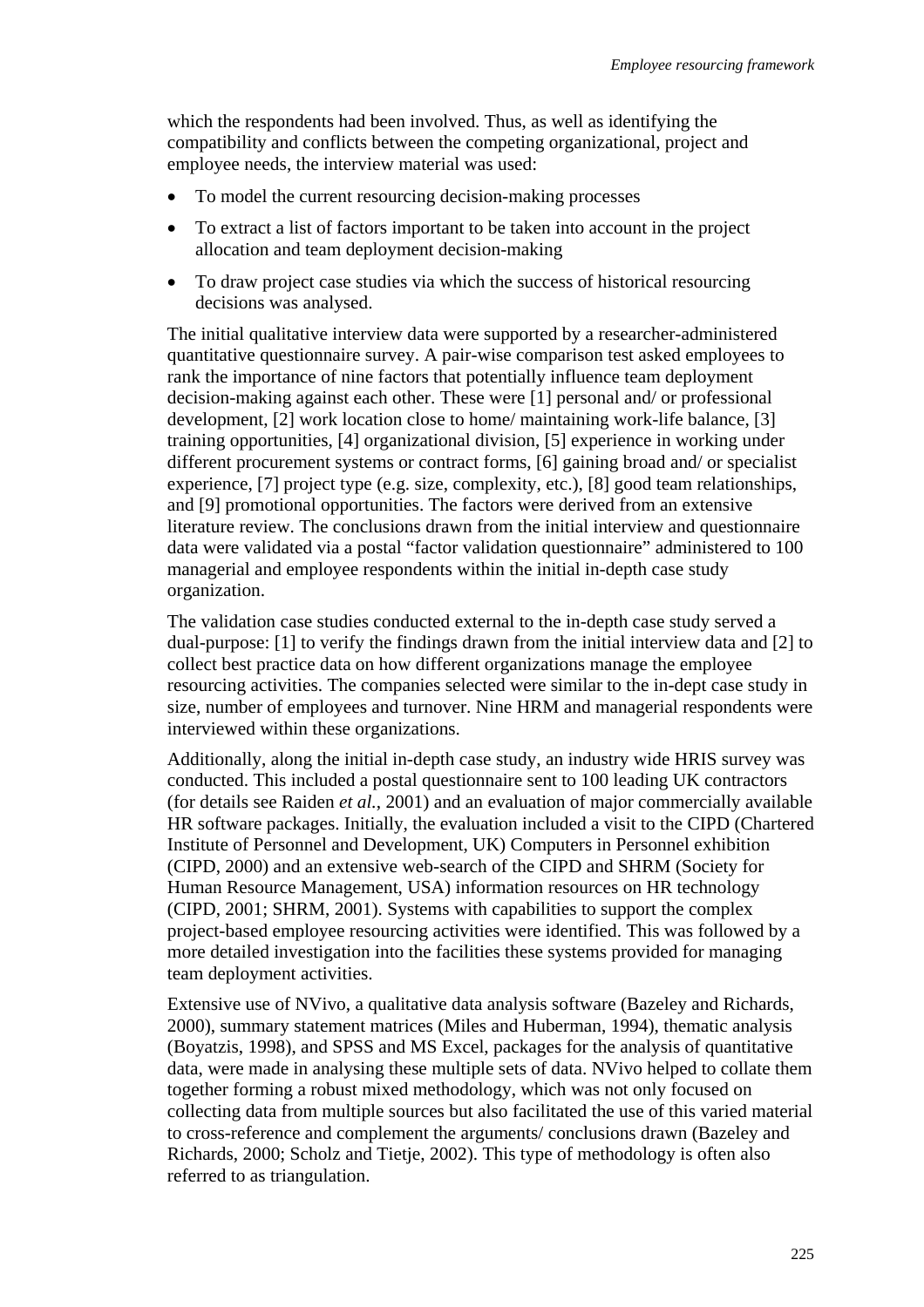which the respondents had been involved. Thus, as well as identifying the compatibility and conflicts between the competing organizational, project and employee needs, the interview material was used:

- To model the current resourcing decision-making processes
- To extract a list of factors important to be taken into account in the project allocation and team deployment decision-making
- To draw project case studies via which the success of historical resourcing decisions was analysed.

The initial qualitative interview data were supported by a researcher-administered quantitative questionnaire survey. A pair-wise comparison test asked employees to rank the importance of nine factors that potentially influence team deployment decision-making against each other. These were [1] personal and/ or professional development, [2] work location close to home/ maintaining work-life balance, [3] training opportunities, [4] organizational division, [5] experience in working under different procurement systems or contract forms, [6] gaining broad and/ or specialist experience, [7] project type (e.g. size, complexity, etc.), [8] good team relationships, and [9] promotional opportunities. The factors were derived from an extensive literature review. The conclusions drawn from the initial interview and questionnaire data were validated via a postal "factor validation questionnaire" administered to 100 managerial and employee respondents within the initial in-depth case study organization.

The validation case studies conducted external to the in-depth case study served a dual-purpose: [1] to verify the findings drawn from the initial interview data and [2] to collect best practice data on how different organizations manage the employee resourcing activities. The companies selected were similar to the in-dept case study in size, number of employees and turnover. Nine HRM and managerial respondents were interviewed within these organizations.

Additionally, along the initial in-depth case study, an industry wide HRIS survey was conducted. This included a postal questionnaire sent to 100 leading UK contractors (for details see Raiden *et al.*, 2001) and an evaluation of major commercially available HR software packages. Initially, the evaluation included a visit to the CIPD (Chartered Institute of Personnel and Development, UK) Computers in Personnel exhibition (CIPD, 2000) and an extensive web-search of the CIPD and SHRM (Society for Human Resource Management, USA) information resources on HR technology (CIPD, 2001; SHRM, 2001). Systems with capabilities to support the complex project-based employee resourcing activities were identified. This was followed by a more detailed investigation into the facilities these systems provided for managing team deployment activities.

Extensive use of NVivo, a qualitative data analysis software (Bazeley and Richards, 2000), summary statement matrices (Miles and Huberman, 1994), thematic analysis (Boyatzis, 1998), and SPSS and MS Excel, packages for the analysis of quantitative data, were made in analysing these multiple sets of data. NVivo helped to collate them together forming a robust mixed methodology, which was not only focused on collecting data from multiple sources but also facilitated the use of this varied material to cross-reference and complement the arguments/ conclusions drawn (Bazeley and Richards, 2000; Scholz and Tietje, 2002). This type of methodology is often also referred to as triangulation.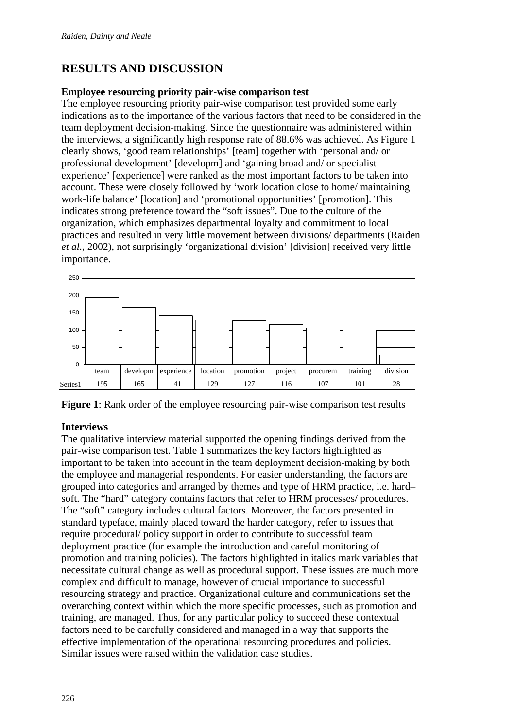## RESULTS AND DISCUSSION

### Employee resourcing priority pair-wise comparison test

The employee resourcing priority pair-wise comparison test provided some early indications as to the importance of the various factors that need to be considered in the team deployment decision-making. Since the questionnaire was administered within the interviews, a significantly high response rate of 88.6% was achieved. As Figure 1 clearly shows, 'good team relationships' [team] together with 'personal and/ or professional development' [developm] and 'gaining broad and/ or specialist experience' [experience] were ranked as the most important factors to be taken into account. These were closely followed by 'work location close to home/ maintaining work-life balance' [location] and 'promotional opportunities' [promotion]. This indicates strong preference toward the "soft issues". Due to the culture of the organization, which emphasizes departmental loyalty and commitment to local practices and resulted in very little movement between divisions/ departments (Raiden *et al.*, 2002), not surprisingly 'organizational division' [division] received very little importance.

| | team | developm | experience | location | promotion | project | procurem | training | division |
|---|---|---|---|---|---|---|---|---|---|
| Series1 | 195 | 165 | 141 | 129 | 127 | 116 | 107 | 101 | 28 |

**Figure 1**: Rank order of the employee resourcing pair-wise comparison test results

### Interviews

The qualitative interview material supported the opening findings derived from the pair-wise comparison test. Table 1 summarizes the key factors highlighted as important to be taken into account in the team deployment decision-making by both the employee and managerial respondents. For easier understanding, the factors are grouped into categories and arranged by themes and type of HRM practice, i.e. hard–soft. The "hard" category contains factors that refer to HRM processes/ procedures. The "soft" category includes cultural factors. Moreover, the factors presented in standard typeface, mainly placed toward the harder category, refer to issues that require procedural/ policy support in order to contribute to successful team deployment practice (for example the introduction and careful monitoring of promotion and training policies). The factors highlighted in italics mark variables that necessitate cultural change as well as procedural support. These issues are much more complex and difficult to manage, however of crucial importance to successful resourcing strategy and practice. Organizational culture and communications set the overarching context within which the more specific processes, such as promotion and training, are managed. Thus, for any particular policy to succeed these contextual factors need to be carefully considered and managed in a way that supports the effective implementation of the operational resourcing procedures and policies. Similar issues were raised within the validation case studies.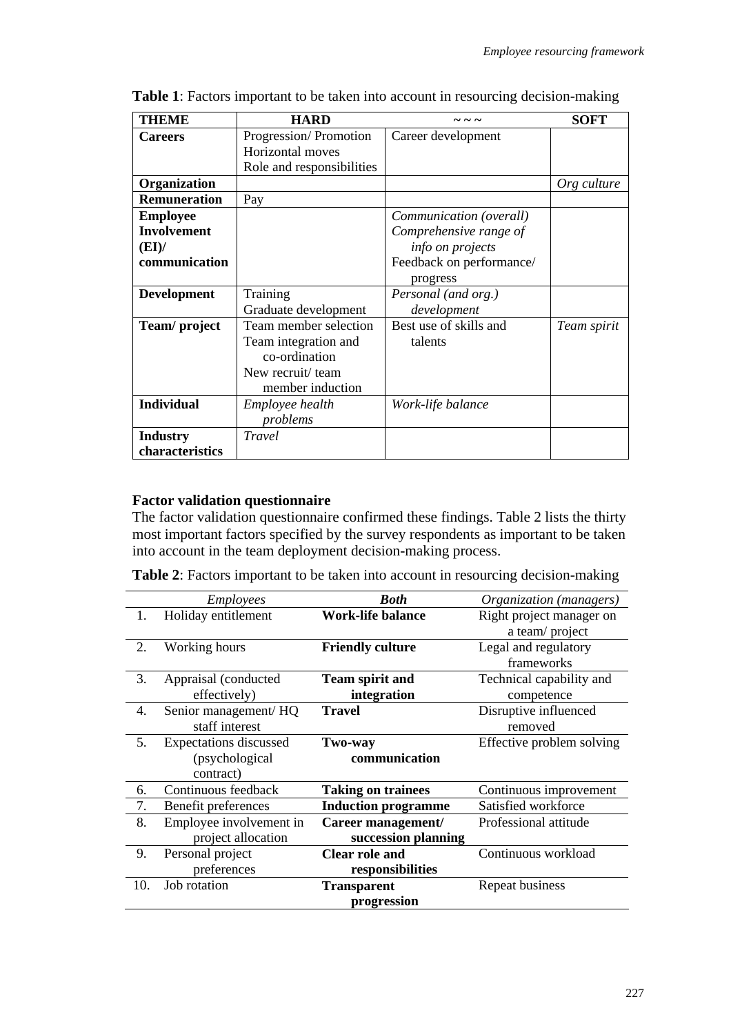**Table 1**: Factors important to be taken into account in resourcing decision-making

| THEME | HARD | ~ ~ ~ | SOFT |
|---|---|---|---|
| **Careers** | Progression/ Promotion<br>Horizontal moves<br>Role and responsibilities | Career development | |
| **Organization** | | | *Org culture* |
| **Remuneration** | Pay | | |
| **Employee Involvement (EI)/ communication** | | *Communication (overall)*<br>*Comprehensive range of info on projects*<br>Feedback on performance/ progress | |
| **Development** | Training<br>Graduate development | *Personal (and org.) development* | |
| **Team/ project** | Team member selection<br>Team integration and co-ordination<br>New recruit/ team member induction | Best use of skills and talents | *Team spirit* |
| **Individual** | *Employee health problems* | *Work-life balance* | |
| **Industry characteristics** | *Travel* | | |

### Factor validation questionnaire

The factor validation questionnaire confirmed these findings. Table 2 lists the thirty most important factors specified by the survey respondents as important to be taken into account in the team deployment decision-making process.

**Table 2**: Factors important to be taken into account in resourcing decision-making

| | *Employees* | ***Both*** | *Organization (managers)* |
|---|---|---|---|
| 1. | Holiday entitlement | **Work-life balance** | Right project manager on a team/ project |
| 2. | Working hours | **Friendly culture** | Legal and regulatory frameworks |
| 3. | Appraisal (conducted effectively) | **Team spirit and integration** | Technical capability and competence |
| 4. | Senior management/ HQ staff interest | **Travel** | Disruptive influenced removed |
| 5. | Expectations discussed (psychological contract) | **Two-way communication** | Effective problem solving |
| 6. | Continuous feedback | **Taking on trainees** | Continuous improvement |
| 7. | Benefit preferences | **Induction programme** | Satisfied workforce |
| 8. | Employee involvement in project allocation | **Career management/ succession planning** | Professional attitude |
| 9. | Personal project preferences | **Clear role and responsibilities** | Continuous workload |
| 10. | Job rotation | **Transparent progression** | Repeat business |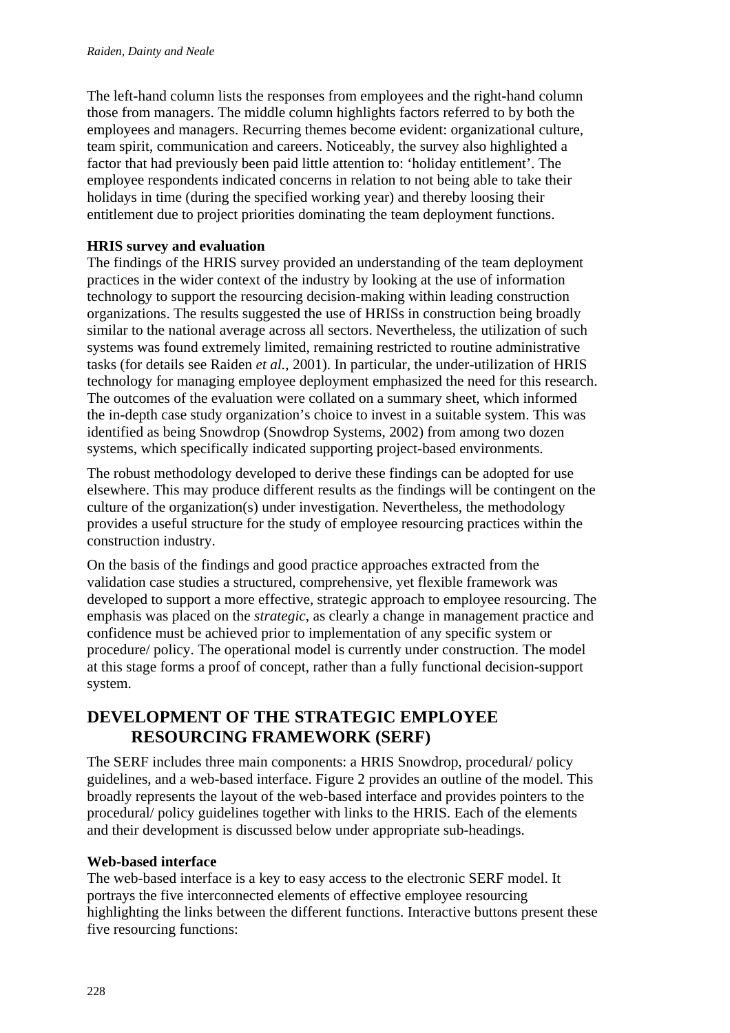The left-hand column lists the responses from employees and the right-hand column those from managers. The middle column highlights factors referred to by both the employees and managers. Recurring themes become evident: organizational culture, team spirit, communication and careers. Noticeably, the survey also highlighted a factor that had previously been paid little attention to: 'holiday entitlement'. The employee respondents indicated concerns in relation to not being able to take their holidays in time (during the specified working year) and thereby loosing their entitlement due to project priorities dominating the team deployment functions.

**HRIS survey and evaluation**

The findings of the HRIS survey provided an understanding of the team deployment practices in the wider context of the industry by looking at the use of information technology to support the resourcing decision-making within leading construction organizations. The results suggested the use of HRISs in construction being broadly similar to the national average across all sectors. Nevertheless, the utilization of such systems was found extremely limited, remaining restricted to routine administrative tasks (for details see Raiden *et al.*, 2001). In particular, the under-utilization of HRIS technology for managing employee deployment emphasized the need for this research. The outcomes of the evaluation were collated on a summary sheet, which informed the in-depth case study organization's choice to invest in a suitable system. This was identified as being Snowdrop (Snowdrop Systems, 2002) from among two dozen systems, which specifically indicated supporting project-based environments.

The robust methodology developed to derive these findings can be adopted for use elsewhere. This may produce different results as the findings will be contingent on the culture of the organization(s) under investigation. Nevertheless, the methodology provides a useful structure for the study of employee resourcing practices within the construction industry.

On the basis of the findings and good practice approaches extracted from the validation case studies a structured, comprehensive, yet flexible framework was developed to support a more effective, strategic approach to employee resourcing. The emphasis was placed on the *strategic*, as clearly a change in management practice and confidence must be achieved prior to implementation of any specific system or procedure/ policy. The operational model is currently under construction. The model at this stage forms a proof of concept, rather than a fully functional decision-support system.

## DEVELOPMENT OF THE STRATEGIC EMPLOYEE RESOURCING FRAMEWORK (SERF)

The SERF includes three main components: a HRIS Snowdrop, procedural/ policy guidelines, and a web-based interface. Figure 2 provides an outline of the model. This broadly represents the layout of the web-based interface and provides pointers to the procedural/ policy guidelines together with links to the HRIS. Each of the elements and their development is discussed below under appropriate sub-headings.

**Web-based interface**

The web-based interface is a key to easy access to the electronic SERF model. It portrays the five interconnected elements of effective employee resourcing highlighting the links between the different functions. Interactive buttons present these five resourcing functions: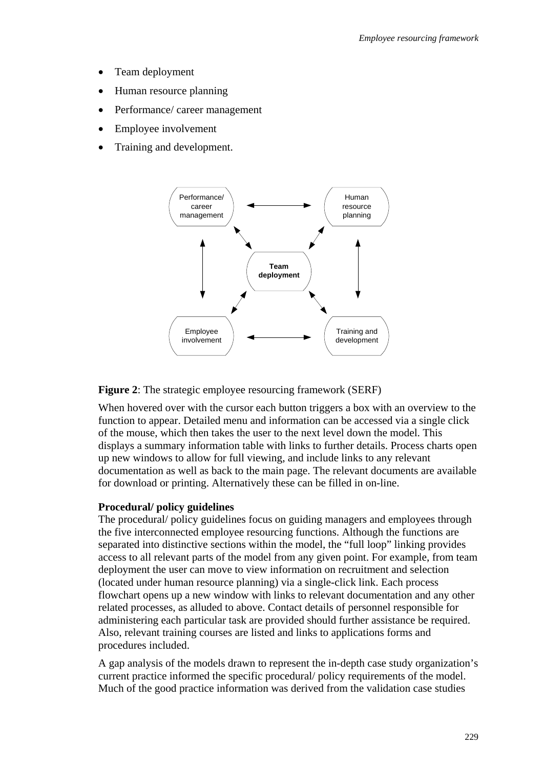- Team deployment
- Human resource planning
- Performance/ career management
- Employee involvement
- Training and development.

**Figure 2**: The strategic employee resourcing framework (SERF)

When hovered over with the cursor each button triggers a box with an overview to the function to appear. Detailed menu and information can be accessed via a single click of the mouse, which then takes the user to the next level down the model. This displays a summary information table with links to further details. Process charts open up new windows to allow for full viewing, and include links to any relevant documentation as well as back to the main page. The relevant documents are available for download or printing. Alternatively these can be filled in on-line.

**Procedural/ policy guidelines**

The procedural/ policy guidelines focus on guiding managers and employees through the five interconnected employee resourcing functions. Although the functions are separated into distinctive sections within the model, the "full loop" linking provides access to all relevant parts of the model from any given point. For example, from team deployment the user can move to view information on recruitment and selection (located under human resource planning) via a single-click link. Each process flowchart opens up a new window with links to relevant documentation and any other related processes, as alluded to above. Contact details of personnel responsible for administering each particular task are provided should further assistance be required. Also, relevant training courses are listed and links to applications forms and procedures included.

A gap analysis of the models drawn to represent the in-depth case study organization's current practice informed the specific procedural/ policy requirements of the model. Much of the good practice information was derived from the validation case studies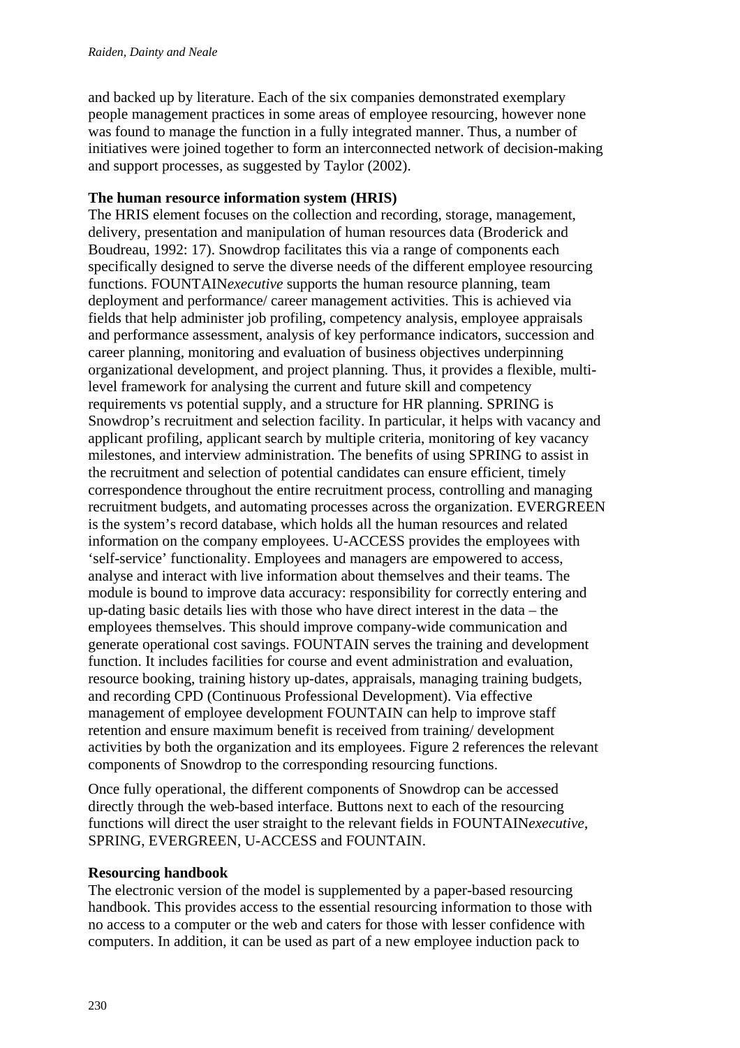and backed up by literature. Each of the six companies demonstrated exemplary people management practices in some areas of employee resourcing, however none was found to manage the function in a fully integrated manner. Thus, a number of initiatives were joined together to form an interconnected network of decision-making and support processes, as suggested by Taylor (2002).

**The human resource information system (HRIS)**

The HRIS element focuses on the collection and recording, storage, management, delivery, presentation and manipulation of human resources data (Broderick and Boudreau, 1992: 17). Snowdrop facilitates this via a range of components each specifically designed to serve the diverse needs of the different employee resourcing functions. FOUNTAIN*executive* supports the human resource planning, team deployment and performance/ career management activities. This is achieved via fields that help administer job profiling, competency analysis, employee appraisals and performance assessment, analysis of key performance indicators, succession and career planning, monitoring and evaluation of business objectives underpinning organizational development, and project planning. Thus, it provides a flexible, multi-level framework for analysing the current and future skill and competency requirements vs potential supply, and a structure for HR planning. SPRING is Snowdrop's recruitment and selection facility. In particular, it helps with vacancy and applicant profiling, applicant search by multiple criteria, monitoring of key vacancy milestones, and interview administration. The benefits of using SPRING to assist in the recruitment and selection of potential candidates can ensure efficient, timely correspondence throughout the entire recruitment process, controlling and managing recruitment budgets, and automating processes across the organization. EVERGREEN is the system's record database, which holds all the human resources and related information on the company employees. U-ACCESS provides the employees with 'self-service' functionality. Employees and managers are empowered to access, analyse and interact with live information about themselves and their teams. The module is bound to improve data accuracy: responsibility for correctly entering and up-dating basic details lies with those who have direct interest in the data – the employees themselves. This should improve company-wide communication and generate operational cost savings. FOUNTAIN serves the training and development function. It includes facilities for course and event administration and evaluation, resource booking, training history up-dates, appraisals, managing training budgets, and recording CPD (Continuous Professional Development). Via effective management of employee development FOUNTAIN can help to improve staff retention and ensure maximum benefit is received from training/ development activities by both the organization and its employees. Figure 2 references the relevant components of Snowdrop to the corresponding resourcing functions.

Once fully operational, the different components of Snowdrop can be accessed directly through the web-based interface. Buttons next to each of the resourcing functions will direct the user straight to the relevant fields in FOUNTAIN*executive*, SPRING, EVERGREEN, U-ACCESS and FOUNTAIN.

**Resourcing handbook**

The electronic version of the model is supplemented by a paper-based resourcing handbook. This provides access to the essential resourcing information to those with no access to a computer or the web and caters for those with lesser confidence with computers. In addition, it can be used as part of a new employee induction pack to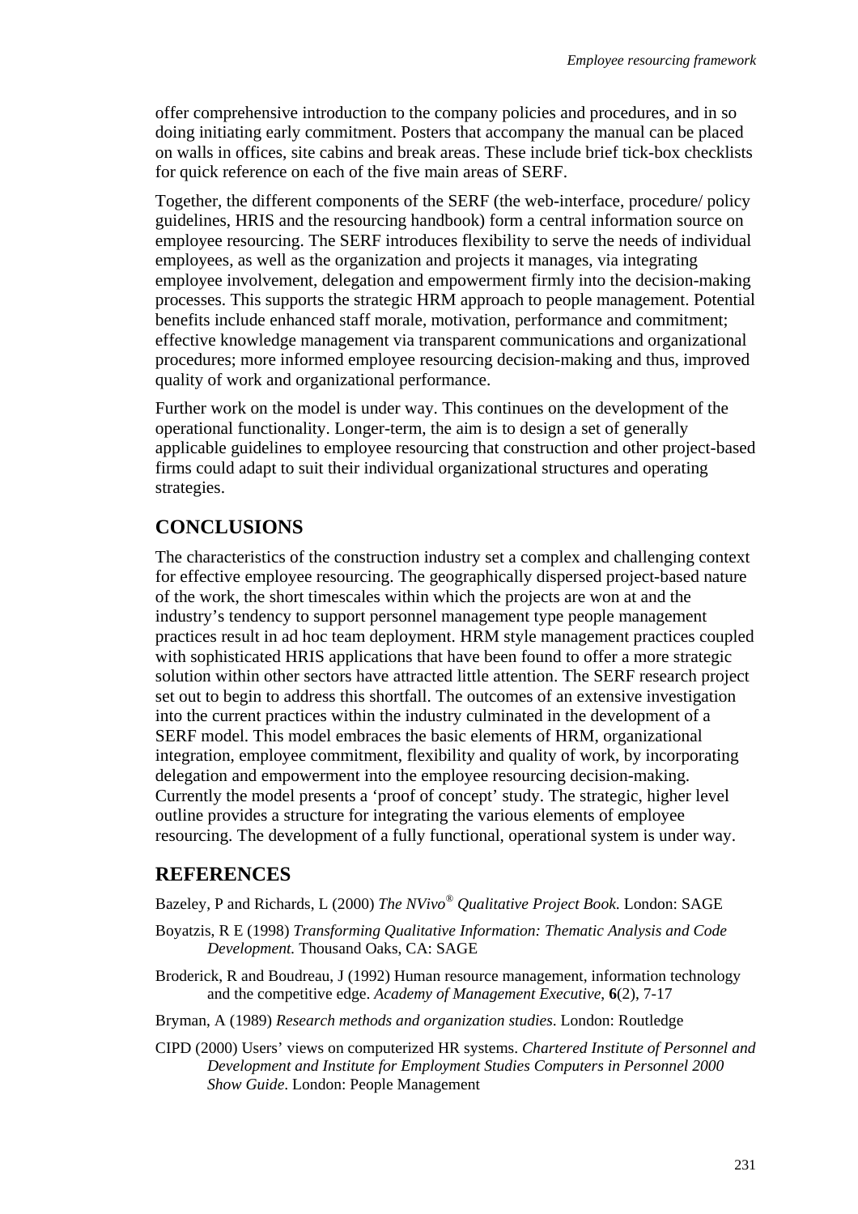offer comprehensive introduction to the company policies and procedures, and in so doing initiating early commitment. Posters that accompany the manual can be placed on walls in offices, site cabins and break areas. These include brief tick-box checklists for quick reference on each of the five main areas of SERF.

Together, the different components of the SERF (the web-interface, procedure/ policy guidelines, HRIS and the resourcing handbook) form a central information source on employee resourcing. The SERF introduces flexibility to serve the needs of individual employees, as well as the organization and projects it manages, via integrating employee involvement, delegation and empowerment firmly into the decision-making processes. This supports the strategic HRM approach to people management. Potential benefits include enhanced staff morale, motivation, performance and commitment; effective knowledge management via transparent communications and organizational procedures; more informed employee resourcing decision-making and thus, improved quality of work and organizational performance.

Further work on the model is under way. This continues on the development of the operational functionality. Longer-term, the aim is to design a set of generally applicable guidelines to employee resourcing that construction and other project-based firms could adapt to suit their individual organizational structures and operating strategies.

## CONCLUSIONS

The characteristics of the construction industry set a complex and challenging context for effective employee resourcing. The geographically dispersed project-based nature of the work, the short timescales within which the projects are won at and the industry's tendency to support personnel management type people management practices result in ad hoc team deployment. HRM style management practices coupled with sophisticated HRIS applications that have been found to offer a more strategic solution within other sectors have attracted little attention. The SERF research project set out to begin to address this shortfall. The outcomes of an extensive investigation into the current practices within the industry culminated in the development of a SERF model. This model embraces the basic elements of HRM, organizational integration, employee commitment, flexibility and quality of work, by incorporating delegation and empowerment into the employee resourcing decision-making. Currently the model presents a 'proof of concept' study. The strategic, higher level outline provides a structure for integrating the various elements of employee resourcing. The development of a fully functional, operational system is under way.

## REFERENCES

Bazeley, P and Richards, L (2000) *The NVivo® Qualitative Project Book.* London: SAGE

Boyatzis, R E (1998) *Transforming Qualitative Information: Thematic Analysis and Code Development.* Thousand Oaks, CA: SAGE

Broderick, R and Boudreau, J (1992) Human resource management, information technology and the competitive edge. *Academy of Management Executive*, **6**(2), 7-17

Bryman, A (1989) *Research methods and organization studies*. London: Routledge

CIPD (2000) Users' views on computerized HR systems. *Chartered Institute of Personnel and Development and Institute for Employment Studies Computers in Personnel 2000 Show Guide*. London: People Management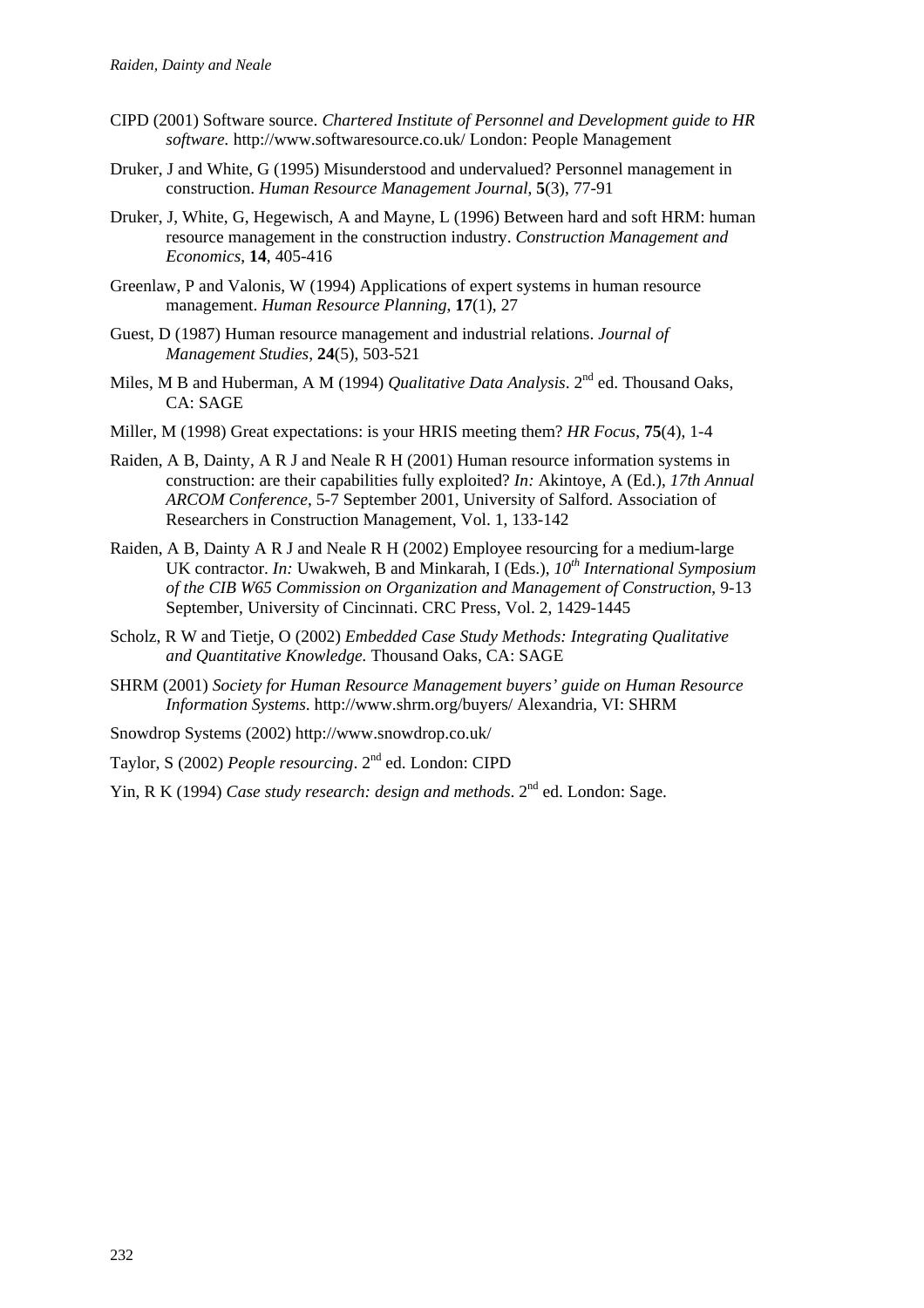CIPD (2001) Software source. *Chartered Institute of Personnel and Development guide to HR software.* http://www.softwaresource.co.uk/ London: People Management

Druker, J and White, G (1995) Misunderstood and undervalued? Personnel management in construction. *Human Resource Management Journal*, **5**(3), 77-91

Druker, J, White, G, Hegewisch, A and Mayne, L (1996) Between hard and soft HRM: human resource management in the construction industry. *Construction Management and Economics*, **14**, 405-416

Greenlaw, P and Valonis, W (1994) Applications of expert systems in human resource management. *Human Resource Planning*, **17**(1), 27

Guest, D (1987) Human resource management and industrial relations. *Journal of Management Studies*, **24**(5), 503-521

Miles, M B and Huberman, A M (1994) *Qualitative Data Analysis*. 2nd ed. Thousand Oaks, CA: SAGE

Miller, M (1998) Great expectations: is your HRIS meeting them? *HR Focus*, **75**(4), 1-4

Raiden, A B, Dainty, A R J and Neale R H (2001) Human resource information systems in construction: are their capabilities fully exploited? *In:* Akintoye, A (Ed.), *17th Annual ARCOM Conference*, 5-7 September 2001, University of Salford. Association of Researchers in Construction Management, Vol. 1, 133-142

Raiden, A B, Dainty A R J and Neale R H (2002) Employee resourcing for a medium-large UK contractor. *In:* Uwakweh, B and Minkarah, I (Eds.), *10th International Symposium of the CIB W65 Commission on Organization and Management of Construction*, 9-13 September, University of Cincinnati. CRC Press, Vol. 2, 1429-1445

Scholz, R W and Tietje, O (2002) *Embedded Case Study Methods: Integrating Qualitative and Quantitative Knowledge.* Thousand Oaks, CA: SAGE

SHRM (2001) *Society for Human Resource Management buyers' guide on Human Resource Information Systems*. http://www.shrm.org/buyers/ Alexandria, VI: SHRM

Snowdrop Systems (2002) http://www.snowdrop.co.uk/

Taylor, S (2002) *People resourcing*. 2nd ed. London: CIPD

Yin, R K (1994) *Case study research: design and methods*. 2nd ed. London: Sage.